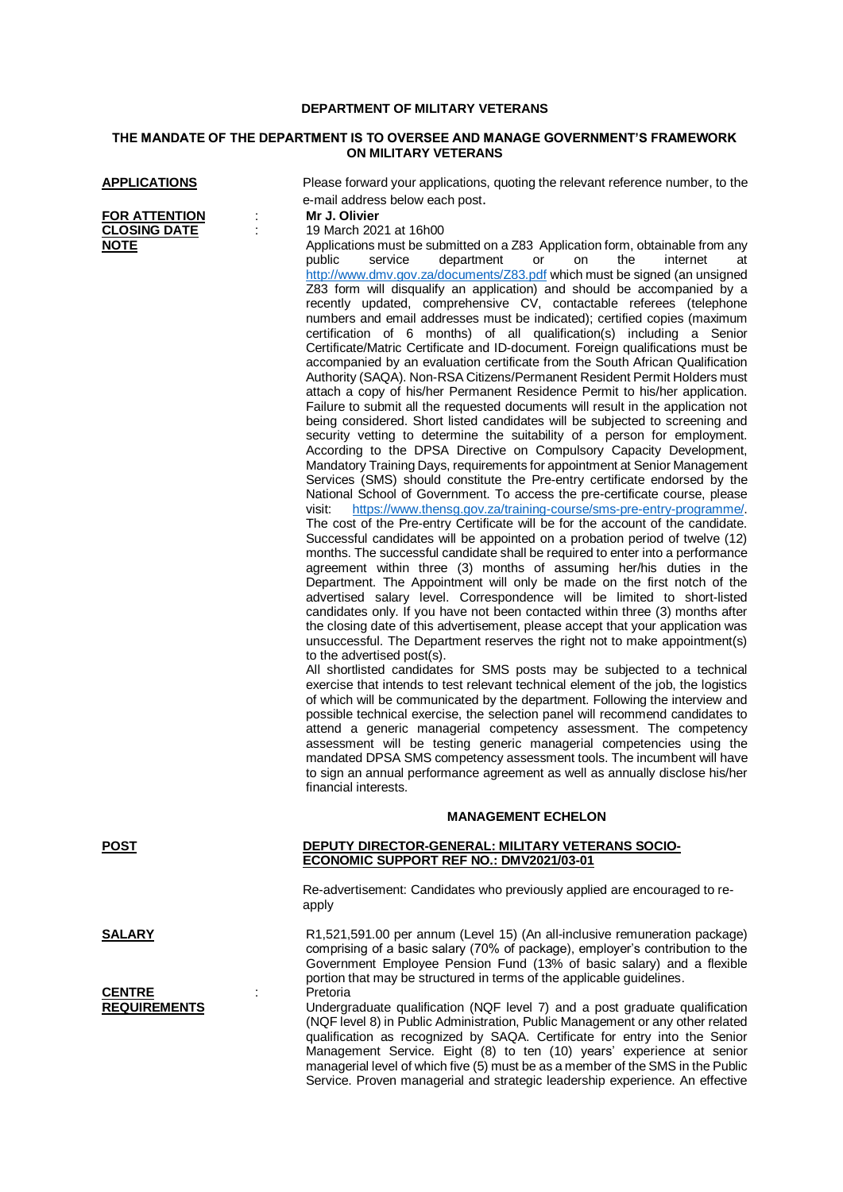**DEPARTMENT OF MILITARY VETERANS**

**THE MANDATE OF THE DEPARTMENT IS TO OVERSEE AND MANAGE GOVERNMENT'S FRAMEWORK ON MILITARY VETERANS**

**APPLICATIONS** : Please forward your applications, quoting the relevant reference number, to the e-mail address below each post.

**FOR ATTENTION** : **Mr J. Olivier**

**CLOSING DATE** : 19 March 2021 at 16h00

**NOTE** : Applications must be submitted on a Z83 Application form, obtainable from any public service department or on the internet at http://www.dmv.gov.za/documents/Z83.pdf which must be signed (an unsigned Z83 form will disqualify an application) and should be accompanied by a recently updated, comprehensive CV, contactable referees (telephone numbers and email addresses must be indicated); certified copies (maximum certification of 6 months) of all qualification(s) including a Senior Certificate/Matric Certificate and ID-document. Foreign qualifications must be accompanied by an evaluation certificate from the South African Qualification Authority (SAQA). Non-RSA Citizens/Permanent Resident Permit Holders must attach a copy of his/her Permanent Residence Permit to his/her application. Failure to submit all the requested documents will result in the application not being considered. Short listed candidates will be subjected to screening and security vetting to determine the suitability of a person for employment. According to the DPSA Directive on Compulsory Capacity Development, Mandatory Training Days, requirements for appointment at Senior Management Services (SMS) should constitute the Pre-entry certificate endorsed by the National School of Government. To access the pre-certificate course, please visit: https://www.thensg.gov.za/training-course/sms-pre-entry-programme/. The cost of the Pre-entry Certificate will be for the account of the candidate. Successful candidates will be appointed on a probation period of twelve (12) months. The successful candidate shall be required to enter into a performance agreement within three (3) months of assuming her/his duties in the Department. The Appointment will only be made on the first notch of the advertised salary level. Correspondence will be limited to short-listed candidates only. If you have not been contacted within three (3) months after the closing date of this advertisement, please accept that your application was unsuccessful. The Department reserves the right not to make appointment(s) to the advertised post(s).

All shortlisted candidates for SMS posts may be subjected to a technical exercise that intends to test relevant technical element of the job, the logistics of which will be communicated by the department. Following the interview and possible technical exercise, the selection panel will recommend candidates to attend a generic managerial competency assessment. The competency assessment will be testing generic managerial competencies using the mandated DPSA SMS competency assessment tools. The incumbent will have to sign an annual performance agreement as well as annually disclose his/her financial interests.

**MANAGEMENT ECHELON**

**POST** : **DEPUTY DIRECTOR-GENERAL: MILITARY VETERANS SOCIO-ECONOMIC SUPPORT REF NO.: DMV2021/03-01**

Re-advertisement: Candidates who previously applied are encouraged to re-apply

**SALARY** : R1,521,591.00 per annum (Level 15) (An all-inclusive remuneration package) comprising of a basic salary (70% of package), employer's contribution to the Government Employee Pension Fund (13% of basic salary) and a flexible portion that may be structured in terms of the applicable guidelines.

**CENTRE** : Pretoria

**REQUIREMENTS** : Undergraduate qualification (NQF level 7) and a post graduate qualification (NQF level 8) in Public Administration, Public Management or any other related qualification as recognized by SAQA. Certificate for entry into the Senior Management Service. Eight (8) to ten (10) years' experience at senior managerial level of which five (5) must be as a member of the SMS in the Public Service. Proven managerial and strategic leadership experience. An effective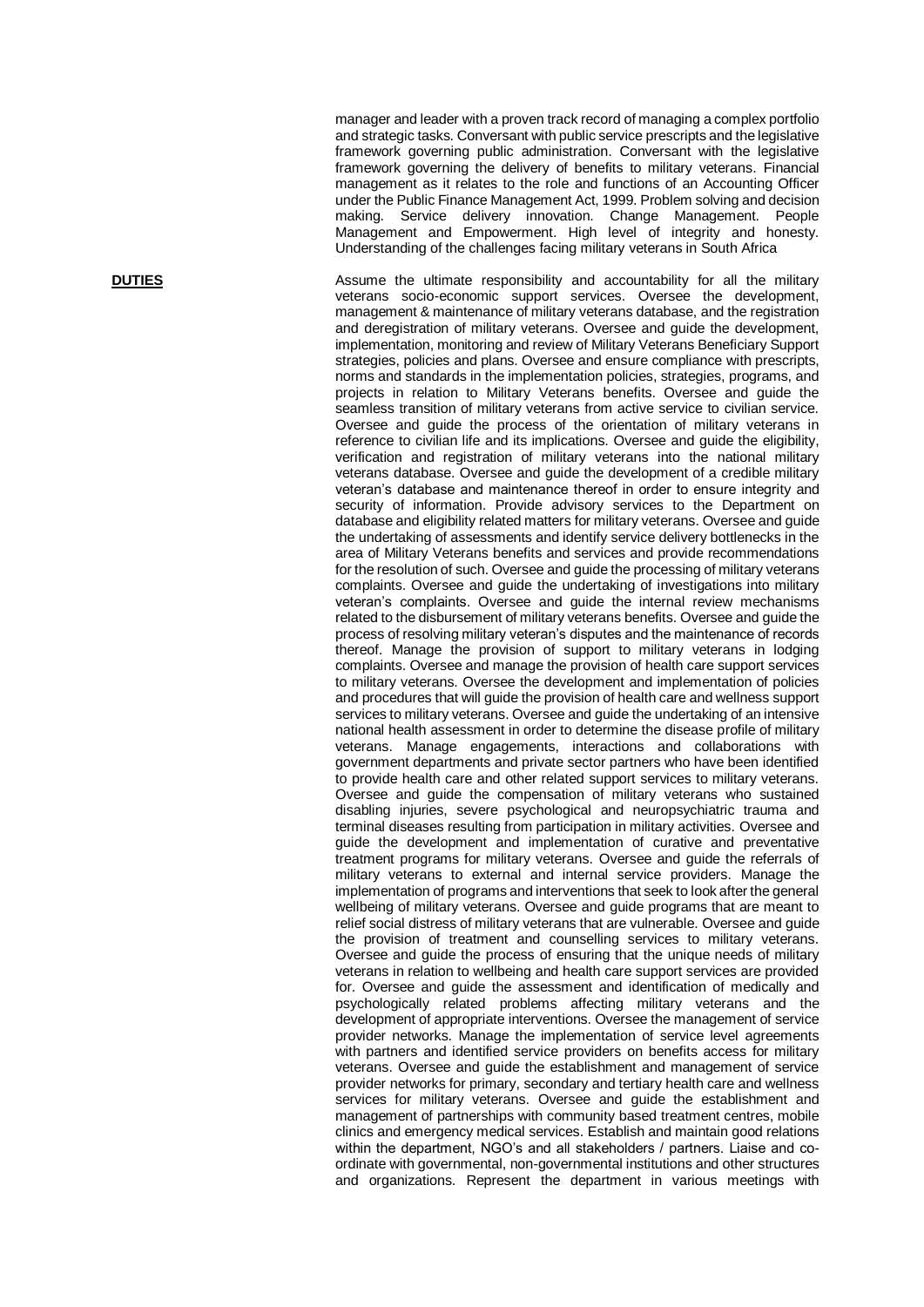manager and leader with a proven track record of managing a complex portfolio and strategic tasks. Conversant with public service prescripts and the legislative framework governing public administration. Conversant with the legislative framework governing the delivery of benefits to military veterans. Financial management as it relates to the role and functions of an Accounting Officer under the Public Finance Management Act, 1999. Problem solving and decision making. Service delivery innovation. Change Management. People Management and Empowerment. High level of integrity and honesty. Understanding of the challenges facing military veterans in South Africa

**DUTIES**

Assume the ultimate responsibility and accountability for all the military veterans socio-economic support services. Oversee the development, management & maintenance of military veterans database, and the registration and deregistration of military veterans. Oversee and guide the development, implementation, monitoring and review of Military Veterans Beneficiary Support strategies, policies and plans. Oversee and ensure compliance with prescripts, norms and standards in the implementation policies, strategies, programs, and projects in relation to Military Veterans benefits. Oversee and guide the seamless transition of military veterans from active service to civilian service. Oversee and guide the process of the orientation of military veterans in reference to civilian life and its implications. Oversee and guide the eligibility, verification and registration of military veterans into the national military veterans database. Oversee and guide the development of a credible military veteran's database and maintenance thereof in order to ensure integrity and security of information. Provide advisory services to the Department on database and eligibility related matters for military veterans. Oversee and guide the undertaking of assessments and identify service delivery bottlenecks in the area of Military Veterans benefits and services and provide recommendations for the resolution of such. Oversee and guide the processing of military veterans complaints. Oversee and guide the undertaking of investigations into military veteran's complaints. Oversee and guide the internal review mechanisms related to the disbursement of military veterans benefits. Oversee and guide the process of resolving military veteran's disputes and the maintenance of records thereof. Manage the provision of support to military veterans in lodging complaints. Oversee and manage the provision of health care support services to military veterans. Oversee the development and implementation of policies and procedures that will guide the provision of health care and wellness support services to military veterans. Oversee and guide the undertaking of an intensive national health assessment in order to determine the disease profile of military veterans. Manage engagements, interactions and collaborations with government departments and private sector partners who have been identified to provide health care and other related support services to military veterans. Oversee and guide the compensation of military veterans who sustained disabling injuries, severe psychological and neuropsychiatric trauma and terminal diseases resulting from participation in military activities. Oversee and guide the development and implementation of curative and preventative treatment programs for military veterans. Oversee and guide the referrals of military veterans to external and internal service providers. Manage the implementation of programs and interventions that seek to look after the general wellbeing of military veterans. Oversee and guide programs that are meant to relief social distress of military veterans that are vulnerable. Oversee and guide the provision of treatment and counselling services to military veterans. Oversee and guide the process of ensuring that the unique needs of military veterans in relation to wellbeing and health care support services are provided for. Oversee and guide the assessment and identification of medically and psychologically related problems affecting military veterans and the development of appropriate interventions. Oversee the management of service provider networks. Manage the implementation of service level agreements with partners and identified service providers on benefits access for military veterans. Oversee and guide the establishment and management of service provider networks for primary, secondary and tertiary health care and wellness services for military veterans. Oversee and guide the establishment and management of partnerships with community based treatment centres, mobile clinics and emergency medical services. Establish and maintain good relations within the department, NGO's and all stakeholders / partners. Liaise and co-ordinate with governmental, non-governmental institutions and other structures and organizations. Represent the department in various meetings with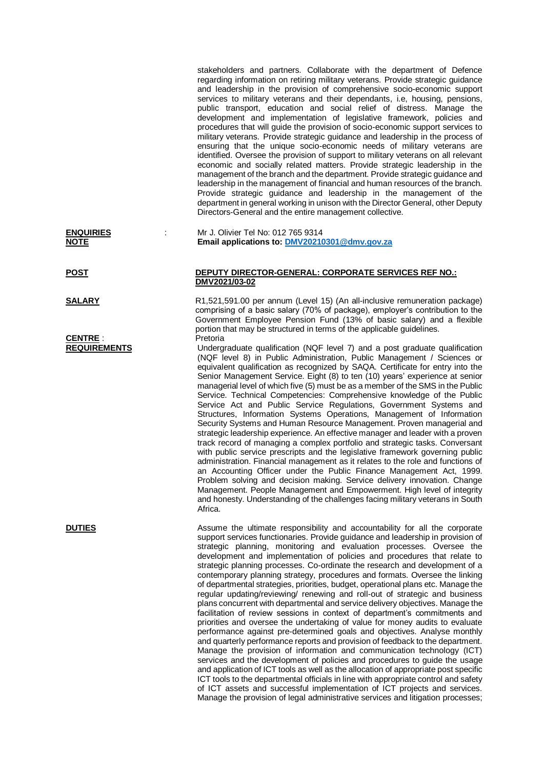stakeholders and partners. Collaborate with the department of Defence regarding information on retiring military veterans. Provide strategic guidance and leadership in the provision of comprehensive socio-economic support services to military veterans and their dependants, i.e, housing, pensions, public transport, education and social relief of distress. Manage the development and implementation of legislative framework, policies and procedures that will guide the provision of socio-economic support services to military veterans. Provide strategic guidance and leadership in the process of ensuring that the unique socio-economic needs of military veterans are identified. Oversee the provision of support to military veterans on all relevant economic and socially related matters. Provide strategic leadership in the management of the branch and the department. Provide strategic guidance and leadership in the management of financial and human resources of the branch. Provide strategic guidance and leadership in the management of the department in general working in unison with the Director General, other Deputy Directors-General and the entire management collective.

**ENQUIRIES** : Mr J. Olivier Tel No: 012 765 9314

**NOTE** : **Email applications to: DMV20210301@dmv.gov.za**

**POST** : **DEPUTY DIRECTOR-GENERAL: CORPORATE SERVICES REF NO.: DMV2021/03-02**

**SALARY** : R1,521,591.00 per annum (Level 15) (An all-inclusive remuneration package) comprising of a basic salary (70% of package), employer's contribution to the Government Employee Pension Fund (13% of basic salary) and a flexible portion that may be structured in terms of the applicable guidelines.

**CENTRE** : Pretoria

**REQUIREMENTS** : Undergraduate qualification (NQF level 7) and a post graduate qualification (NQF level 8) in Public Administration, Public Management / Sciences or equivalent qualification as recognized by SAQA. Certificate for entry into the Senior Management Service. Eight (8) to ten (10) years' experience at senior managerial level of which five (5) must be as a member of the SMS in the Public Service. Technical Competencies: Comprehensive knowledge of the Public Service Act and Public Service Regulations, Government Systems and Structures, Information Systems Operations, Management of Information Security Systems and Human Resource Management. Proven managerial and strategic leadership experience. An effective manager and leader with a proven track record of managing a complex portfolio and strategic tasks. Conversant with public service prescripts and the legislative framework governing public administration. Financial management as it relates to the role and functions of an Accounting Officer under the Public Finance Management Act, 1999. Problem solving and decision making. Service delivery innovation. Change Management. People Management and Empowerment. High level of integrity and honesty. Understanding of the challenges facing military veterans in South Africa.

**DUTIES** : Assume the ultimate responsibility and accountability for all the corporate support services functionaries. Provide guidance and leadership in provision of strategic planning, monitoring and evaluation processes. Oversee the development and implementation of policies and procedures that relate to strategic planning processes. Co-ordinate the research and development of a contemporary planning strategy, procedures and formats. Oversee the linking of departmental strategies, priorities, budget, operational plans etc. Manage the regular updating/reviewing/ renewing and roll-out of strategic and business plans concurrent with departmental and service delivery objectives. Manage the facilitation of review sessions in context of department's commitments and priorities and oversee the undertaking of value for money audits to evaluate performance against pre-determined goals and objectives. Analyse monthly and quarterly performance reports and provision of feedback to the department. Manage the provision of information and communication technology (ICT) services and the development of policies and procedures to guide the usage and application of ICT tools as well as the allocation of appropriate post specific ICT tools to the departmental officials in line with appropriate control and safety of ICT assets and successful implementation of ICT projects and services. Manage the provision of legal administrative services and litigation processes;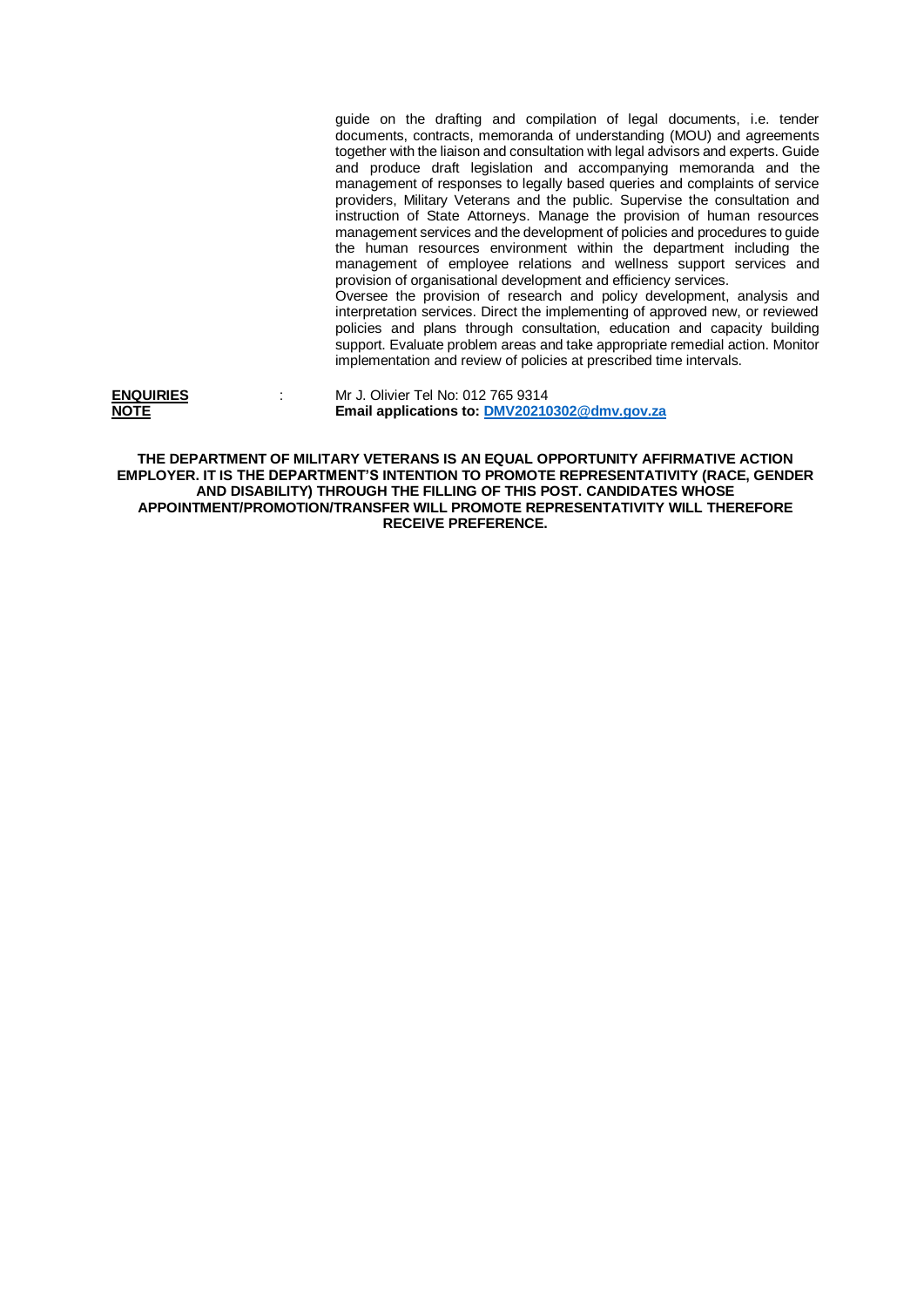guide on the drafting and compilation of legal documents, i.e. tender documents, contracts, memoranda of understanding (MOU) and agreements together with the liaison and consultation with legal advisors and experts. Guide and produce draft legislation and accompanying memoranda and the management of responses to legally based queries and complaints of service providers, Military Veterans and the public. Supervise the consultation and instruction of State Attorneys. Manage the provision of human resources management services and the development of policies and procedures to guide the human resources environment within the department including the management of employee relations and wellness support services and provision of organisational development and efficiency services.
Oversee the provision of research and policy development, analysis and interpretation services. Direct the implementing of approved new, or reviewed policies and plans through consultation, education and capacity building support. Evaluate problem areas and take appropriate remedial action. Monitor implementation and review of policies at prescribed time intervals.

**ENQUIRIES** : Mr J. Olivier Tel No: 012 765 9314

**NOTE** **Email applications to: DMV20210302@dmv.gov.za**

**THE DEPARTMENT OF MILITARY VETERANS IS AN EQUAL OPPORTUNITY AFFIRMATIVE ACTION EMPLOYER. IT IS THE DEPARTMENT'S INTENTION TO PROMOTE REPRESENTATIVITY (RACE, GENDER AND DISABILITY) THROUGH THE FILLING OF THIS POST. CANDIDATES WHOSE APPOINTMENT/PROMOTION/TRANSFER WILL PROMOTE REPRESENTATIVITY WILL THEREFORE RECEIVE PREFERENCE.**